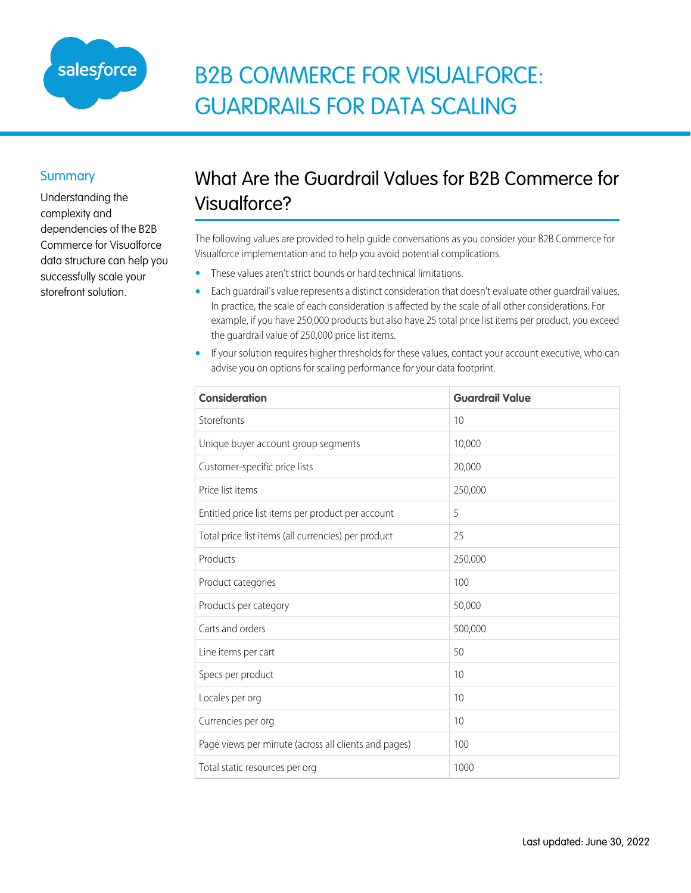# B2B COMMERCE FOR VISUALFORCE: GUARDRAILS FOR DATA SCALING

## Summary

Understanding the complexity and dependencies of the B2B Commerce for Visualforce data structure can help you successfully scale your storefront solution.

## What Are the Guardrail Values for B2B Commerce for Visualforce?

The following values are provided to help guide conversations as you consider your B2B Commerce for Visualforce implementation and to help you avoid potential complications.

- These values aren't strict bounds or hard technical limitations.
- Each guardrail's value represents a distinct consideration that doesn't evaluate other guardrail values. In practice, the scale of each consideration is affected by the scale of all other considerations. For example, if you have 250,000 products but also have 25 total price list items per product, you exceed the guardrail value of 250,000 price list items.
- If your solution requires higher thresholds for these values, contact your account executive, who can advise you on options for scaling performance for your data footprint.

| Consideration | Guardrail Value |
|---|---|
| Storefronts | 10 |
| Unique buyer account group segments | 10,000 |
| Customer-specific price lists | 20,000 |
| Price list items | 250,000 |
| Entitled price list items per product per account | 5 |
| Total price list items (all currencies) per product | 25 |
| Products | 250,000 |
| Product categories | 100 |
| Products per category | 50,000 |
| Carts and orders | 500,000 |
| Line items per cart | 50 |
| Specs per product | 10 |
| Locales per org | 10 |
| Currencies per org | 10 |
| Page views per minute (across all clients and pages) | 100 |
| Total static resources per org | 1000 |

Last updated: June 30, 2022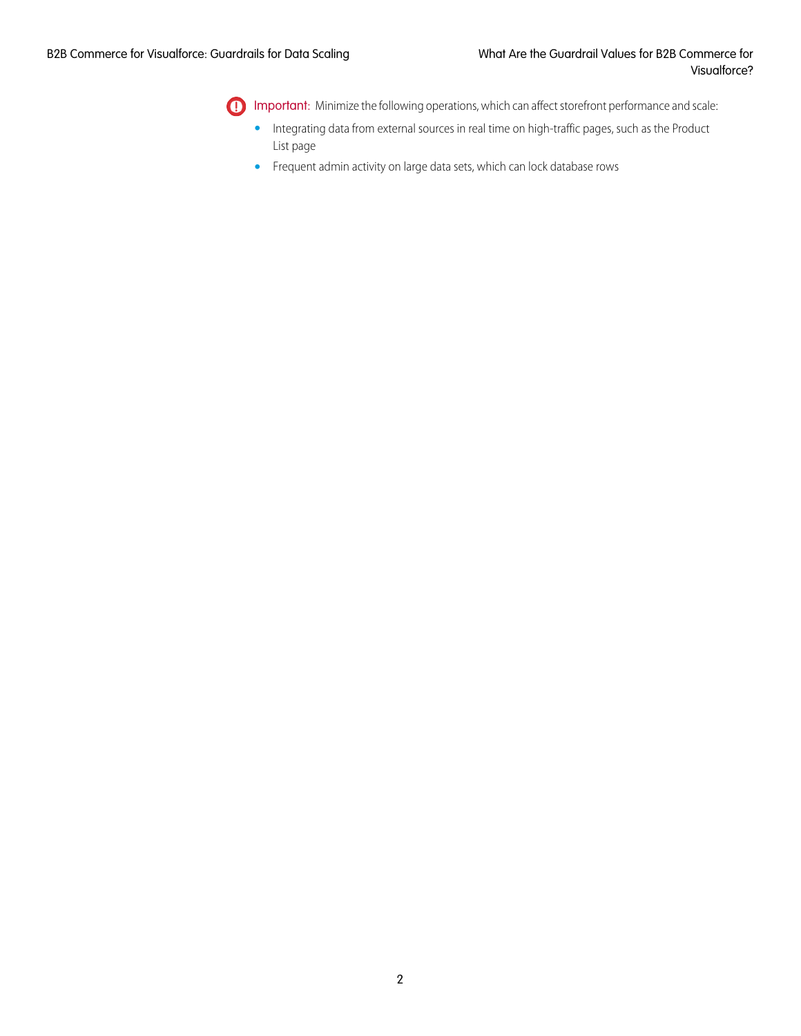**Important:** Minimize the following operations, which can affect storefront performance and scale:

- Integrating data from external sources in real time on high-traffic pages, such as the Product List page
- Frequent admin activity on large data sets, which can lock database rows